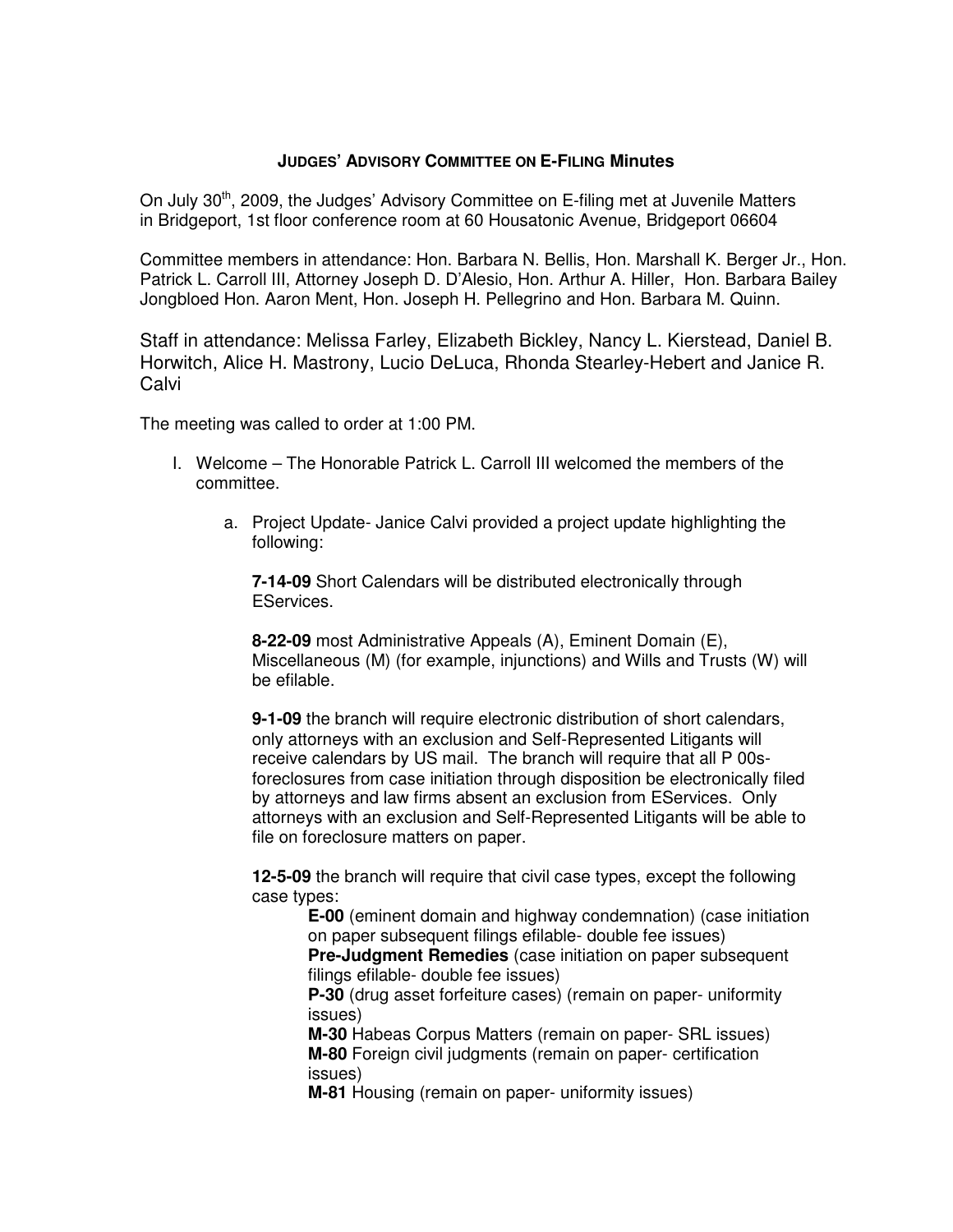# JUDGES' ADVISORY COMMITTEE ON E-FILING Minutes

On July 30th, 2009, the Judges' Advisory Committee on E-filing met at Juvenile Matters in Bridgeport, 1st floor conference room at 60 Housatonic Avenue, Bridgeport 06604

Committee members in attendance: Hon. Barbara N. Bellis, Hon. Marshall K. Berger Jr., Hon. Patrick L. Carroll III, Attorney Joseph D. D'Alesio, Hon. Arthur A. Hiller, Hon. Barbara Bailey Jongbloed Hon. Aaron Ment, Hon. Joseph H. Pellegrino and Hon. Barbara M. Quinn.

Staff in attendance: Melissa Farley, Elizabeth Bickley, Nancy L. Kierstead, Daniel B. Horwitch, Alice H. Mastrony, Lucio DeLuca, Rhonda Stearley-Hebert and Janice R. Calvi

The meeting was called to order at 1:00 PM.

I. Welcome – The Honorable Patrick L. Carroll III welcomed the members of the committee.

   a. Project Update- Janice Calvi provided a project update highlighting the following:

      **7-14-09** Short Calendars will be distributed electronically through EServices.

      **8-22-09** most Administrative Appeals (A), Eminent Domain (E), Miscellaneous (M) (for example, injunctions) and Wills and Trusts (W) will be efilable.

      **9-1-09** the branch will require electronic distribution of short calendars, only attorneys with an exclusion and Self-Represented Litigants will receive calendars by US mail. The branch will require that all P 00s-foreclosures from case initiation through disposition be electronically filed by attorneys and law firms absent an exclusion from EServices. Only attorneys with an exclusion and Self-Represented Litigants will be able to file on foreclosure matters on paper.

      **12-5-09** the branch will require that civil case types, except the following case types:

         **E-00** (eminent domain and highway condemnation) (case initiation on paper subsequent filings efilable- double fee issues)
         **Pre-Judgment Remedies** (case initiation on paper subsequent filings efilable- double fee issues)
         **P-30** (drug asset forfeiture cases) (remain on paper- uniformity issues)
         **M-30** Habeas Corpus Matters (remain on paper- SRL issues)
         **M-80** Foreign civil judgments (remain on paper- certification issues)
         **M-81** Housing (remain on paper- uniformity issues)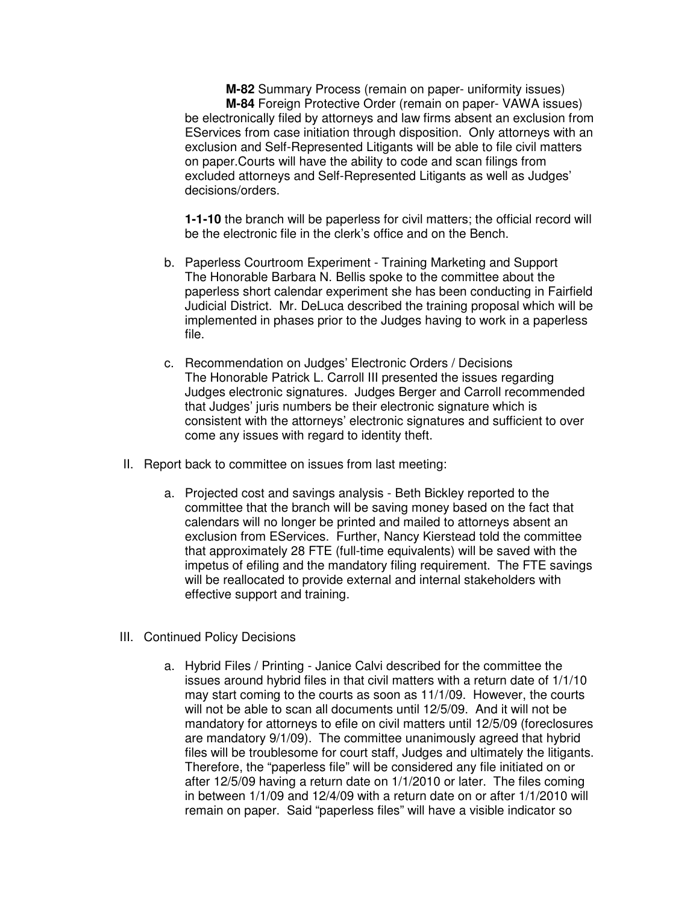**M-82** Summary Process (remain on paper- uniformity issues)
**M-84** Foreign Protective Order (remain on paper- VAWA issues)

be electronically filed by attorneys and law firms absent an exclusion from EServices from case initiation through disposition. Only attorneys with an exclusion and Self-Represented Litigants will be able to file civil matters on paper.Courts will have the ability to code and scan filings from excluded attorneys and Self-Represented Litigants as well as Judges' decisions/orders.

**1-1-10** the branch will be paperless for civil matters; the official record will be the electronic file in the clerk's office and on the Bench.

b. Paperless Courtroom Experiment - Training Marketing and Support
The Honorable Barbara N. Bellis spoke to the committee about the paperless short calendar experiment she has been conducting in Fairfield Judicial District. Mr. DeLuca described the training proposal which will be implemented in phases prior to the Judges having to work in a paperless file.

c. Recommendation on Judges' Electronic Orders / Decisions
The Honorable Patrick L. Carroll III presented the issues regarding Judges electronic signatures. Judges Berger and Carroll recommended that Judges' juris numbers be their electronic signature which is consistent with the attorneys' electronic signatures and sufficient to over come any issues with regard to identity theft.

II. Report back to committee on issues from last meeting:

a. Projected cost and savings analysis - Beth Bickley reported to the committee that the branch will be saving money based on the fact that calendars will no longer be printed and mailed to attorneys absent an exclusion from EServices. Further, Nancy Kierstead told the committee that approximately 28 FTE (full-time equivalents) will be saved with the impetus of efiling and the mandatory filing requirement. The FTE savings will be reallocated to provide external and internal stakeholders with effective support and training.

III. Continued Policy Decisions

a. Hybrid Files / Printing - Janice Calvi described for the committee the issues around hybrid files in that civil matters with a return date of 1/1/10 may start coming to the courts as soon as 11/1/09. However, the courts will not be able to scan all documents until 12/5/09. And it will not be mandatory for attorneys to efile on civil matters until 12/5/09 (foreclosures are mandatory 9/1/09). The committee unanimously agreed that hybrid files will be troublesome for court staff, Judges and ultimately the litigants. Therefore, the "paperless file" will be considered any file initiated on or after 12/5/09 having a return date on 1/1/2010 or later. The files coming in between 1/1/09 and 12/4/09 with a return date on or after 1/1/2010 will remain on paper. Said "paperless files" will have a visible indicator so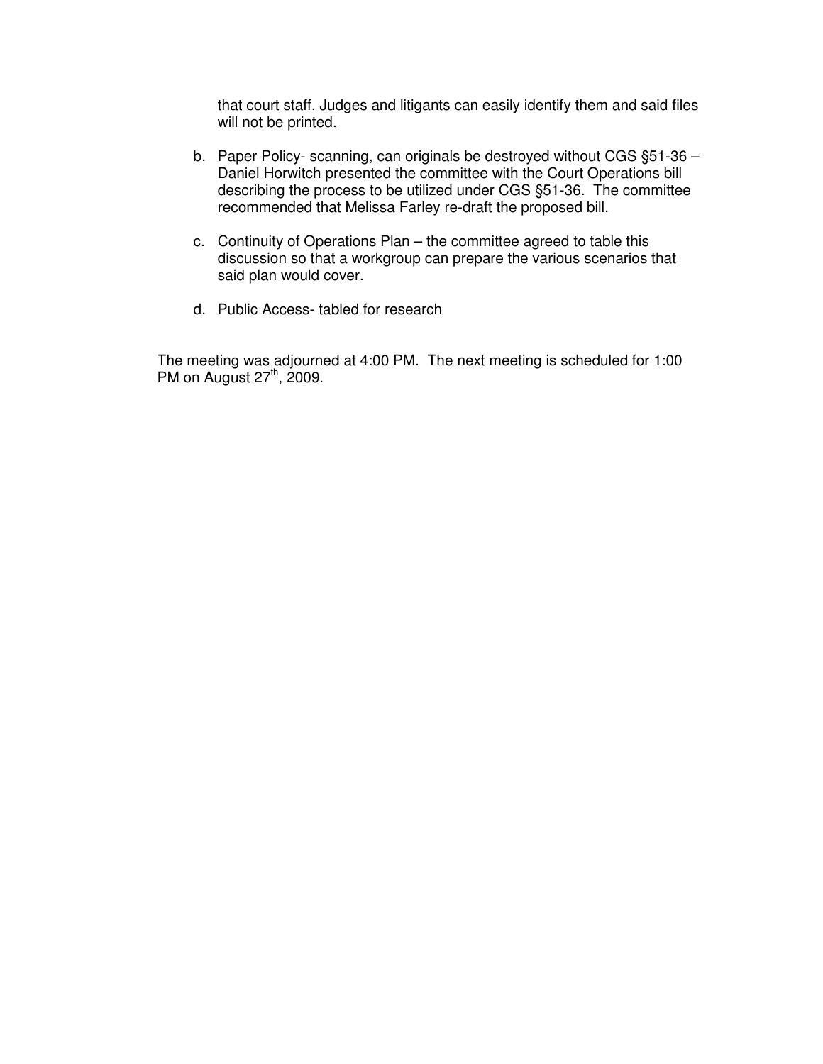that court staff. Judges and litigants can easily identify them and said files will not be printed.

b. Paper Policy- scanning, can originals be destroyed without CGS §51-36 – Daniel Horwitch presented the committee with the Court Operations bill describing the process to be utilized under CGS §51-36. The committee recommended that Melissa Farley re-draft the proposed bill.

c. Continuity of Operations Plan – the committee agreed to table this discussion so that a workgroup can prepare the various scenarios that said plan would cover.

d. Public Access- tabled for research

The meeting was adjourned at 4:00 PM. The next meeting is scheduled for 1:00 PM on August 27th, 2009.